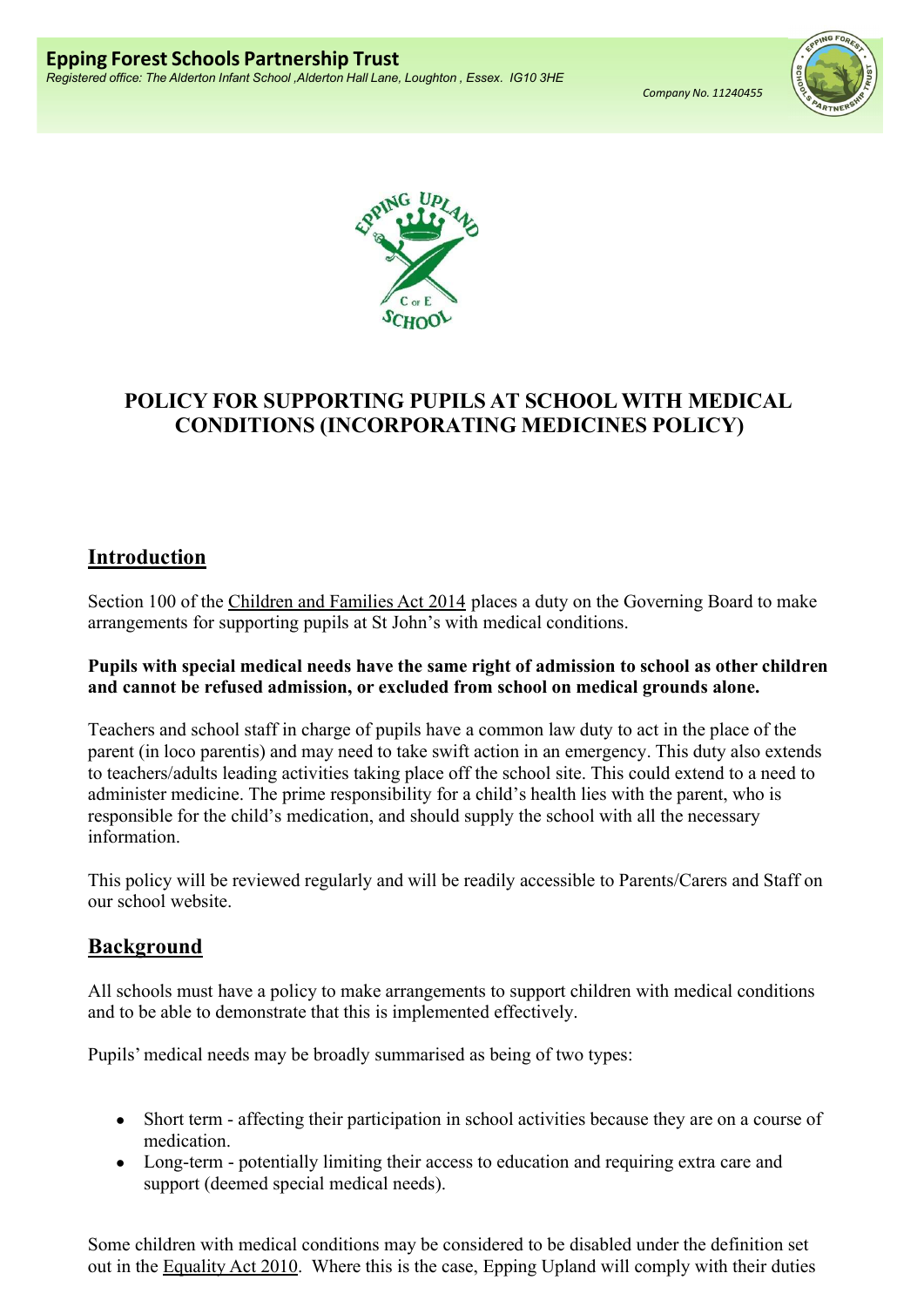**Epping Forest Schools Partnership Trust**

*Registered office: The Alderton Infant School ,Alderton Hall Lane, Loughton , Essex. IG10 3HE*

*Company No. 11240455*

# POLICY FOR SUPPORTING PUPILS AT SCHOOL WITH MEDICAL CONDITIONS (INCORPORATING MEDICINES POLICY)

## Introduction

Section 100 of the Children and Families Act 2014 places a duty on the Governing Board to make arrangements for supporting pupils at St John's with medical conditions.

**Pupils with special medical needs have the same right of admission to school as other children and cannot be refused admission, or excluded from school on medical grounds alone.**

Teachers and school staff in charge of pupils have a common law duty to act in the place of the parent (in loco parentis) and may need to take swift action in an emergency. This duty also extends to teachers/adults leading activities taking place off the school site. This could extend to a need to administer medicine. The prime responsibility for a child's health lies with the parent, who is responsible for the child's medication, and should supply the school with all the necessary information.

This policy will be reviewed regularly and will be readily accessible to Parents/Carers and Staff on our school website.

## Background

All schools must have a policy to make arrangements to support children with medical conditions and to be able to demonstrate that this is implemented effectively.

Pupils' medical needs may be broadly summarised as being of two types:

- Short term - affecting their participation in school activities because they are on a course of medication.
- Long-term - potentially limiting their access to education and requiring extra care and support (deemed special medical needs).

Some children with medical conditions may be considered to be disabled under the definition set out in the Equality Act 2010. Where this is the case, Epping Upland will comply with their duties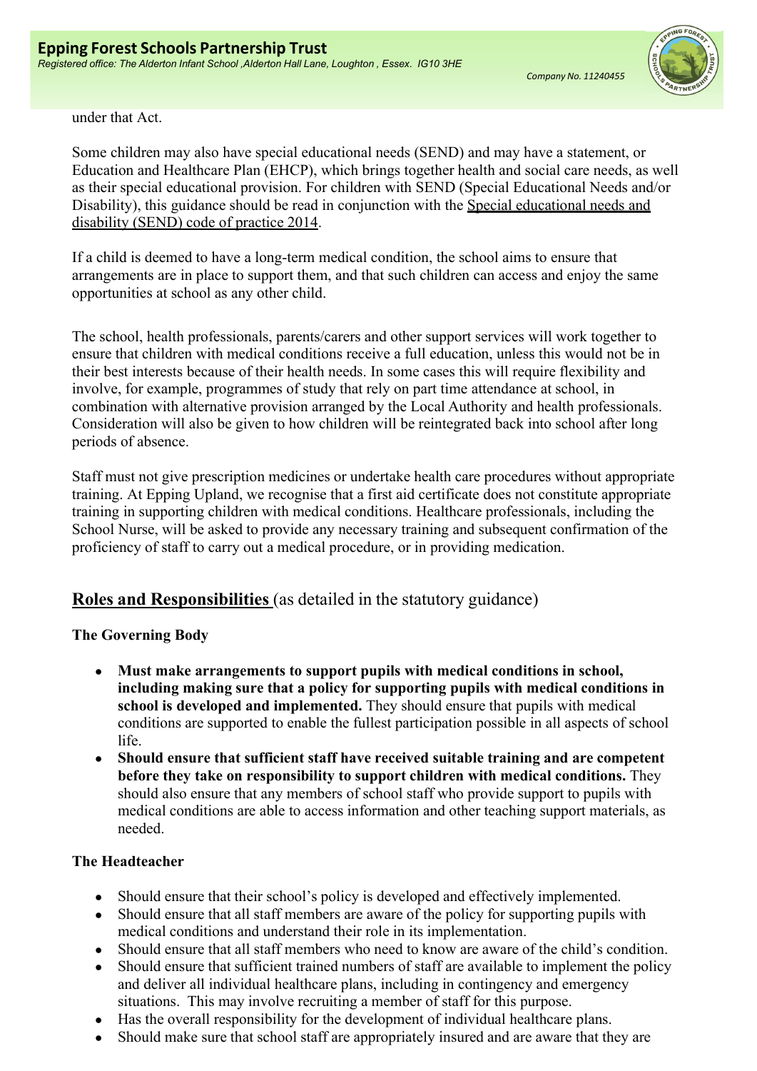under that Act.

Some children may also have special educational needs (SEND) and may have a statement, or Education and Healthcare Plan (EHCP), which brings together health and social care needs, as well as their special educational provision. For children with SEND (Special Educational Needs and/or Disability), this guidance should be read in conjunction with the Special educational needs and disability (SEND) code of practice 2014.

If a child is deemed to have a long-term medical condition, the school aims to ensure that arrangements are in place to support them, and that such children can access and enjoy the same opportunities at school as any other child.

The school, health professionals, parents/carers and other support services will work together to ensure that children with medical conditions receive a full education, unless this would not be in their best interests because of their health needs. In some cases this will require flexibility and involve, for example, programmes of study that rely on part time attendance at school, in combination with alternative provision arranged by the Local Authority and health professionals. Consideration will also be given to how children will be reintegrated back into school after long periods of absence.

Staff must not give prescription medicines or undertake health care procedures without appropriate training. At Epping Upland, we recognise that a first aid certificate does not constitute appropriate training in supporting children with medical conditions. Healthcare professionals, including the School Nurse, will be asked to provide any necessary training and subsequent confirmation of the proficiency of staff to carry out a medical procedure, or in providing medication.

## Roles and Responsibilities (as detailed in the statutory guidance)

**The Governing Body**

- **Must make arrangements to support pupils with medical conditions in school, including making sure that a policy for supporting pupils with medical conditions in school is developed and implemented.** They should ensure that pupils with medical conditions are supported to enable the fullest participation possible in all aspects of school life.
- **Should ensure that sufficient staff have received suitable training and are competent before they take on responsibility to support children with medical conditions.** They should also ensure that any members of school staff who provide support to pupils with medical conditions are able to access information and other teaching support materials, as needed.

**The Headteacher**

- Should ensure that their school's policy is developed and effectively implemented.
- Should ensure that all staff members are aware of the policy for supporting pupils with medical conditions and understand their role in its implementation.
- Should ensure that all staff members who need to know are aware of the child's condition.
- Should ensure that sufficient trained numbers of staff are available to implement the policy and deliver all individual healthcare plans, including in contingency and emergency situations. This may involve recruiting a member of staff for this purpose.
- Has the overall responsibility for the development of individual healthcare plans.
- Should make sure that school staff are appropriately insured and are aware that they are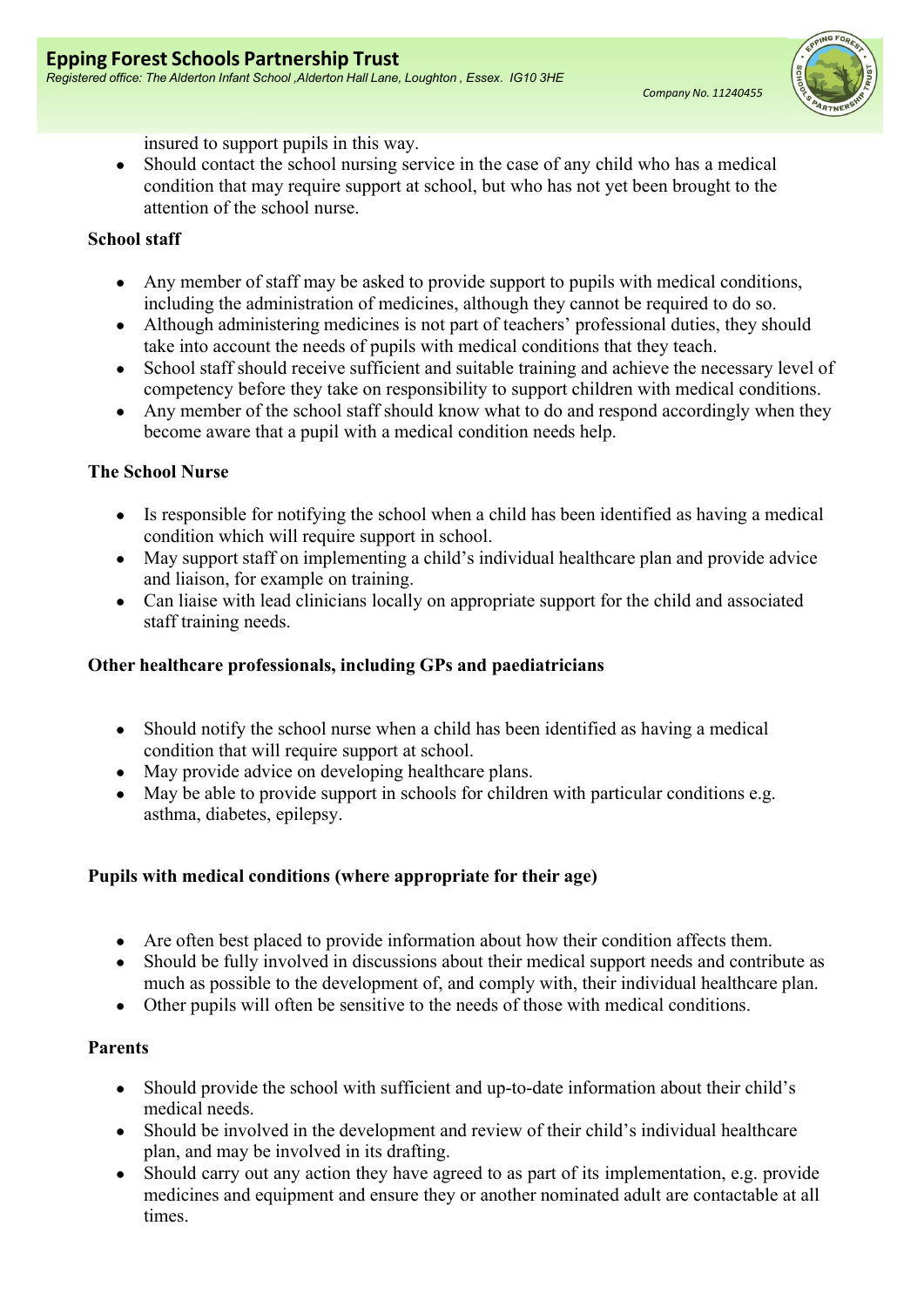insured to support pupils in this way.

- Should contact the school nursing service in the case of any child who has a medical condition that may require support at school, but who has not yet been brought to the attention of the school nurse.

**School staff**

- Any member of staff may be asked to provide support to pupils with medical conditions, including the administration of medicines, although they cannot be required to do so.
- Although administering medicines is not part of teachers' professional duties, they should take into account the needs of pupils with medical conditions that they teach.
- School staff should receive sufficient and suitable training and achieve the necessary level of competency before they take on responsibility to support children with medical conditions.
- Any member of the school staff should know what to do and respond accordingly when they become aware that a pupil with a medical condition needs help.

**The School Nurse**

- Is responsible for notifying the school when a child has been identified as having a medical condition which will require support in school.
- May support staff on implementing a child's individual healthcare plan and provide advice and liaison, for example on training.
- Can liaise with lead clinicians locally on appropriate support for the child and associated staff training needs.

**Other healthcare professionals, including GPs and paediatricians**

- Should notify the school nurse when a child has been identified as having a medical condition that will require support at school.
- May provide advice on developing healthcare plans.
- May be able to provide support in schools for children with particular conditions e.g. asthma, diabetes, epilepsy.

**Pupils with medical conditions (where appropriate for their age)**

- Are often best placed to provide information about how their condition affects them.
- Should be fully involved in discussions about their medical support needs and contribute as much as possible to the development of, and comply with, their individual healthcare plan.
- Other pupils will often be sensitive to the needs of those with medical conditions.

**Parents**

- Should provide the school with sufficient and up-to-date information about their child's medical needs.
- Should be involved in the development and review of their child's individual healthcare plan, and may be involved in its drafting.
- Should carry out any action they have agreed to as part of its implementation, e.g. provide medicines and equipment and ensure they or another nominated adult are contactable at all times.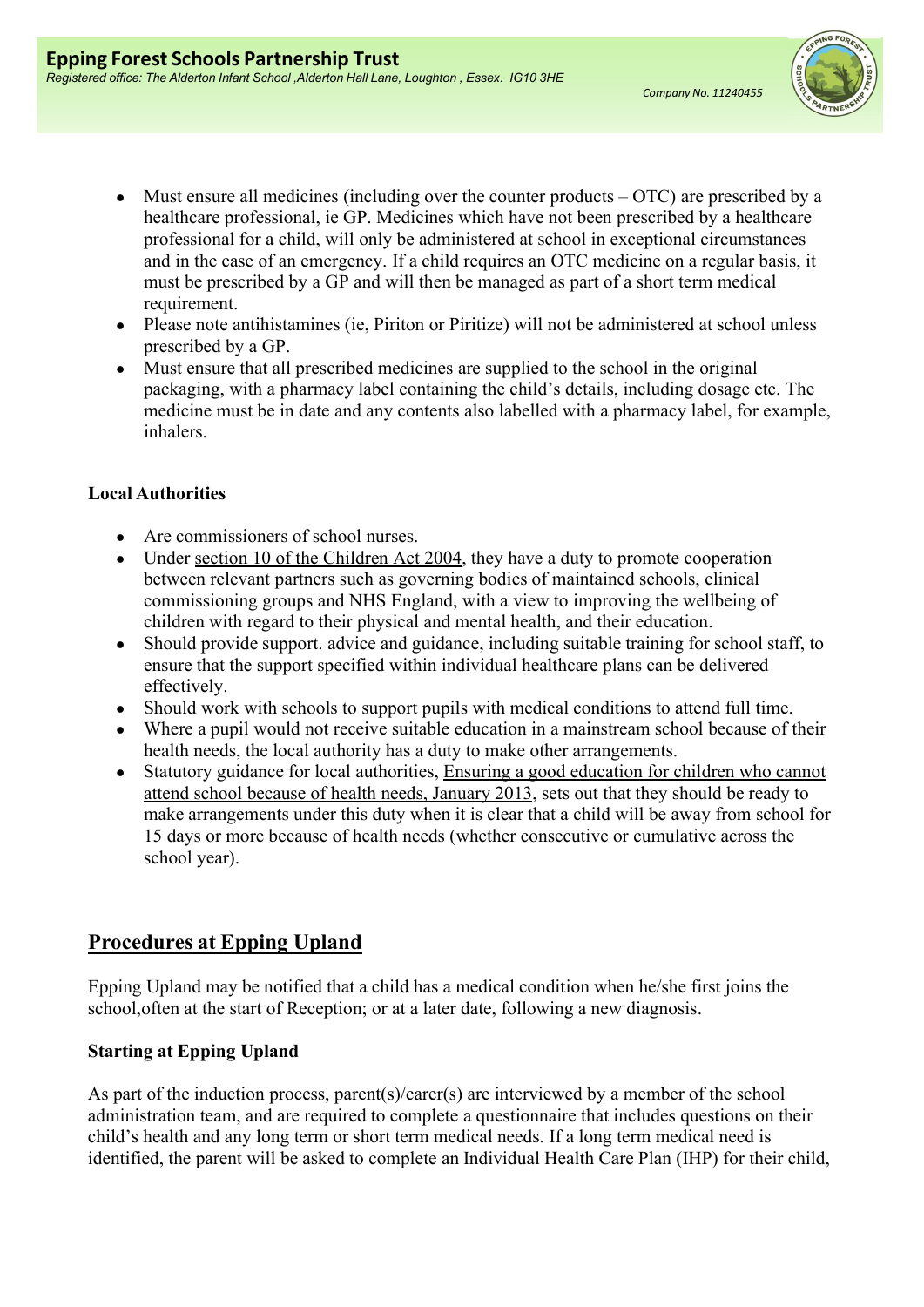- Must ensure all medicines (including over the counter products – OTC) are prescribed by a healthcare professional, ie GP. Medicines which have not been prescribed by a healthcare professional for a child, will only be administered at school in exceptional circumstances and in the case of an emergency. If a child requires an OTC medicine on a regular basis, it must be prescribed by a GP and will then be managed as part of a short term medical requirement.
- Please note antihistamines (ie, Piriton or Piritize) will not be administered at school unless prescribed by a GP.
- Must ensure that all prescribed medicines are supplied to the school in the original packaging, with a pharmacy label containing the child's details, including dosage etc. The medicine must be in date and any contents also labelled with a pharmacy label, for example, inhalers.

**Local Authorities**

- Are commissioners of school nurses.
- Under section 10 of the Children Act 2004, they have a duty to promote cooperation between relevant partners such as governing bodies of maintained schools, clinical commissioning groups and NHS England, with a view to improving the wellbeing of children with regard to their physical and mental health, and their education.
- Should provide support. advice and guidance, including suitable training for school staff, to ensure that the support specified within individual healthcare plans can be delivered effectively.
- Should work with schools to support pupils with medical conditions to attend full time.
- Where a pupil would not receive suitable education in a mainstream school because of their health needs, the local authority has a duty to make other arrangements.
- Statutory guidance for local authorities, Ensuring a good education for children who cannot attend school because of health needs, January 2013, sets out that they should be ready to make arrangements under this duty when it is clear that a child will be away from school for 15 days or more because of health needs (whether consecutive or cumulative across the school year).

## Procedures at Epping Upland

Epping Upland may be notified that a child has a medical condition when he/she first joins the school,often at the start of Reception; or at a later date, following a new diagnosis.

**Starting at Epping Upland**

As part of the induction process, parent(s)/carer(s) are interviewed by a member of the school administration team, and are required to complete a questionnaire that includes questions on their child's health and any long term or short term medical needs. If a long term medical need is identified, the parent will be asked to complete an Individual Health Care Plan (IHP) for their child,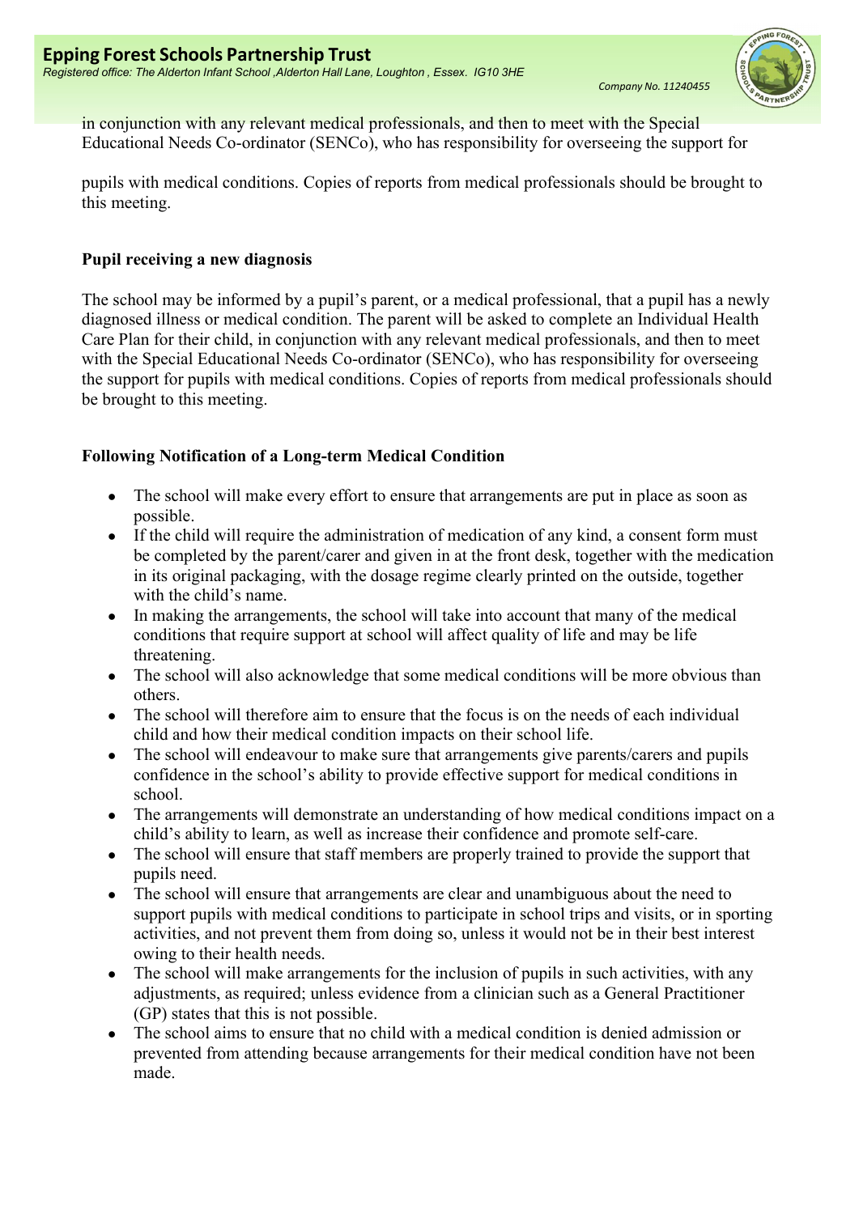in conjunction with any relevant medical professionals, and then to meet with the Special Educational Needs Co-ordinator (SENCo), who has responsibility for overseeing the support for

pupils with medical conditions. Copies of reports from medical professionals should be brought to this meeting.

**Pupil receiving a new diagnosis**

The school may be informed by a pupil's parent, or a medical professional, that a pupil has a newly diagnosed illness or medical condition. The parent will be asked to complete an Individual Health Care Plan for their child, in conjunction with any relevant medical professionals, and then to meet with the Special Educational Needs Co-ordinator (SENCo), who has responsibility for overseeing the support for pupils with medical conditions. Copies of reports from medical professionals should be brought to this meeting.

**Following Notification of a Long-term Medical Condition**

- The school will make every effort to ensure that arrangements are put in place as soon as possible.
- If the child will require the administration of medication of any kind, a consent form must be completed by the parent/carer and given in at the front desk, together with the medication in its original packaging, with the dosage regime clearly printed on the outside, together with the child's name.
- In making the arrangements, the school will take into account that many of the medical conditions that require support at school will affect quality of life and may be life threatening.
- The school will also acknowledge that some medical conditions will be more obvious than others.
- The school will therefore aim to ensure that the focus is on the needs of each individual child and how their medical condition impacts on their school life.
- The school will endeavour to make sure that arrangements give parents/carers and pupils confidence in the school's ability to provide effective support for medical conditions in school.
- The arrangements will demonstrate an understanding of how medical conditions impact on a child's ability to learn, as well as increase their confidence and promote self-care.
- The school will ensure that staff members are properly trained to provide the support that pupils need.
- The school will ensure that arrangements are clear and unambiguous about the need to support pupils with medical conditions to participate in school trips and visits, or in sporting activities, and not prevent them from doing so, unless it would not be in their best interest owing to their health needs.
- The school will make arrangements for the inclusion of pupils in such activities, with any adjustments, as required; unless evidence from a clinician such as a General Practitioner (GP) states that this is not possible.
- The school aims to ensure that no child with a medical condition is denied admission or prevented from attending because arrangements for their medical condition have not been made.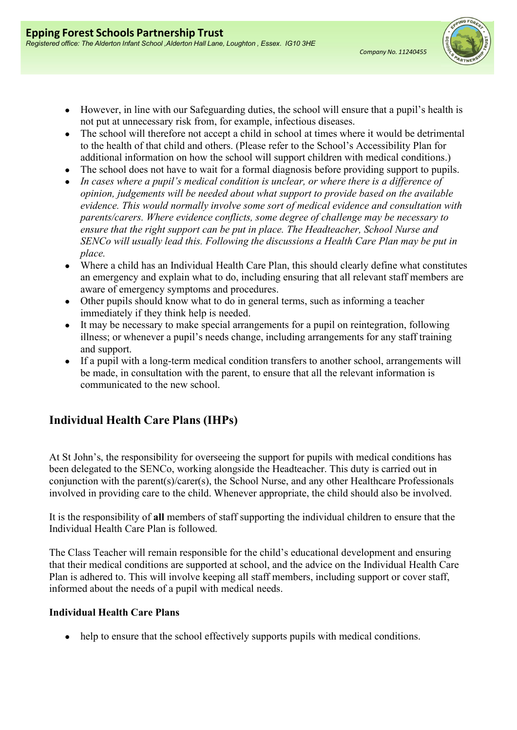- However, in line with our Safeguarding duties, the school will ensure that a pupil's health is not put at unnecessary risk from, for example, infectious diseases.
- The school will therefore not accept a child in school at times where it would be detrimental to the health of that child and others. (Please refer to the School's Accessibility Plan for additional information on how the school will support children with medical conditions.)
- The school does not have to wait for a formal diagnosis before providing support to pupils.
- *In cases where a pupil's medical condition is unclear, or where there is a difference of opinion, judgements will be needed about what support to provide based on the available evidence. This would normally involve some sort of medical evidence and consultation with parents/carers. Where evidence conflicts, some degree of challenge may be necessary to ensure that the right support can be put in place. The Headteacher, School Nurse and SENCo will usually lead this. Following the discussions a Health Care Plan may be put in place.*
- Where a child has an Individual Health Care Plan, this should clearly define what constitutes an emergency and explain what to do, including ensuring that all relevant staff members are aware of emergency symptoms and procedures.
- Other pupils should know what to do in general terms, such as informing a teacher immediately if they think help is needed.
- It may be necessary to make special arrangements for a pupil on reintegration, following illness; or whenever a pupil's needs change, including arrangements for any staff training and support.
- If a pupil with a long-term medical condition transfers to another school, arrangements will be made, in consultation with the parent, to ensure that all the relevant information is communicated to the new school.

## Individual Health Care Plans (IHPs)

At St John's, the responsibility for overseeing the support for pupils with medical conditions has been delegated to the SENCo, working alongside the Headteacher. This duty is carried out in conjunction with the parent(s)/carer(s), the School Nurse, and any other Healthcare Professionals involved in providing care to the child. Whenever appropriate, the child should also be involved.

It is the responsibility of **all** members of staff supporting the individual children to ensure that the Individual Health Care Plan is followed.

The Class Teacher will remain responsible for the child's educational development and ensuring that their medical conditions are supported at school, and the advice on the Individual Health Care Plan is adhered to. This will involve keeping all staff members, including support or cover staff, informed about the needs of a pupil with medical needs.

### Individual Health Care Plans

- help to ensure that the school effectively supports pupils with medical conditions.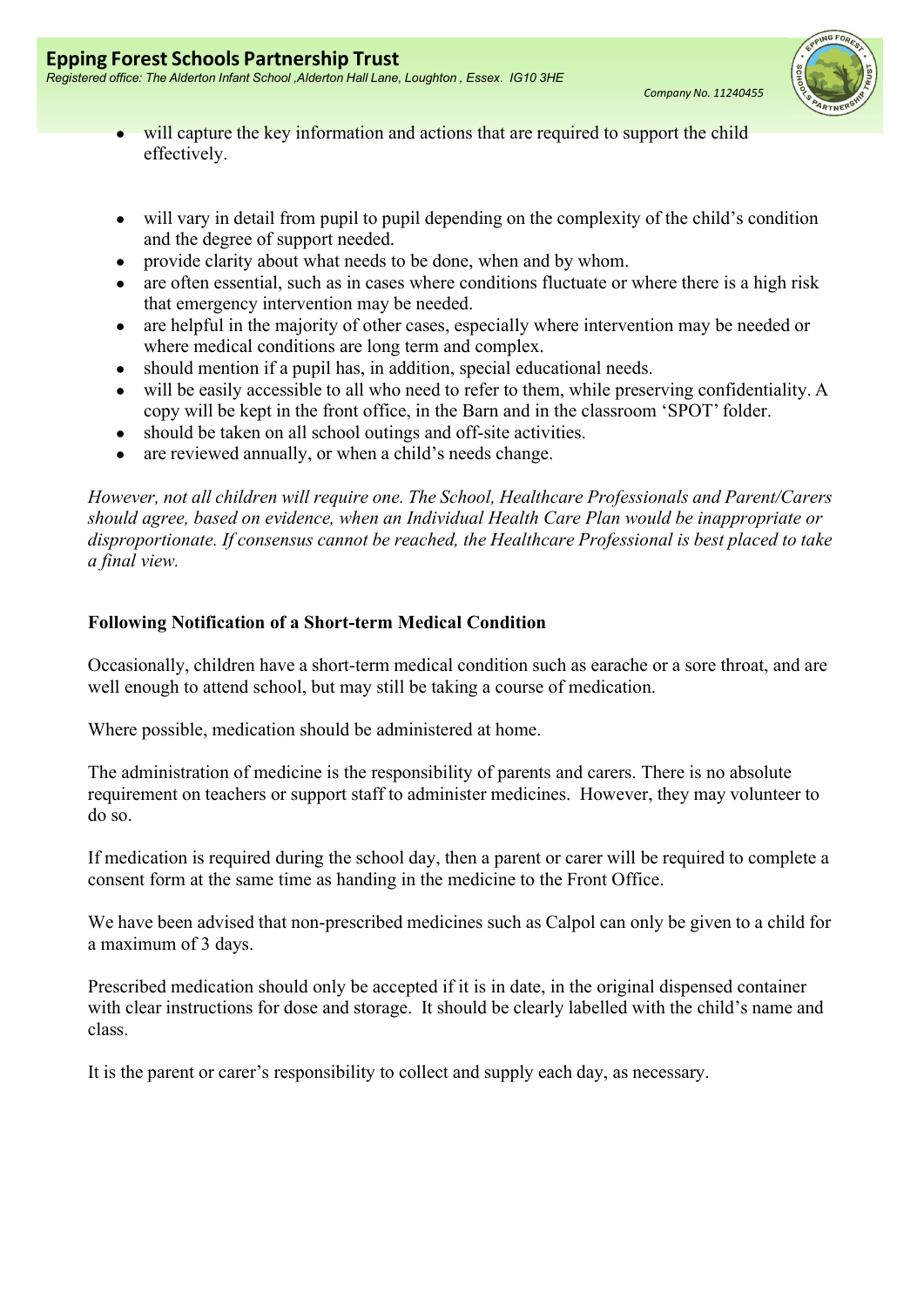- will capture the key information and actions that are required to support the child effectively.

- will vary in detail from pupil to pupil depending on the complexity of the child's condition and the degree of support needed.
- provide clarity about what needs to be done, when and by whom.
- are often essential, such as in cases where conditions fluctuate or where there is a high risk that emergency intervention may be needed.
- are helpful in the majority of other cases, especially where intervention may be needed or where medical conditions are long term and complex.
- should mention if a pupil has, in addition, special educational needs.
- will be easily accessible to all who need to refer to them, while preserving confidentiality. A copy will be kept in the front office, in the Barn and in the classroom 'SPOT' folder.
- should be taken on all school outings and off-site activities.
- are reviewed annually, or when a child's needs change.

*However, not all children will require one. The School, Healthcare Professionals and Parent/Carers should agree, based on evidence, when an Individual Health Care Plan would be inappropriate or disproportionate. If consensus cannot be reached, the Healthcare Professional is best placed to take a final view.*

**Following Notification of a Short-term Medical Condition**

Occasionally, children have a short-term medical condition such as earache or a sore throat, and are well enough to attend school, but may still be taking a course of medication.

Where possible, medication should be administered at home.

The administration of medicine is the responsibility of parents and carers. There is no absolute requirement on teachers or support staff to administer medicines. However, they may volunteer to do so.

If medication is required during the school day, then a parent or carer will be required to complete a consent form at the same time as handing in the medicine to the Front Office.

We have been advised that non-prescribed medicines such as Calpol can only be given to a child for a maximum of 3 days.

Prescribed medication should only be accepted if it is in date, in the original dispensed container with clear instructions for dose and storage. It should be clearly labelled with the child's name and class.

It is the parent or carer's responsibility to collect and supply each day, as necessary.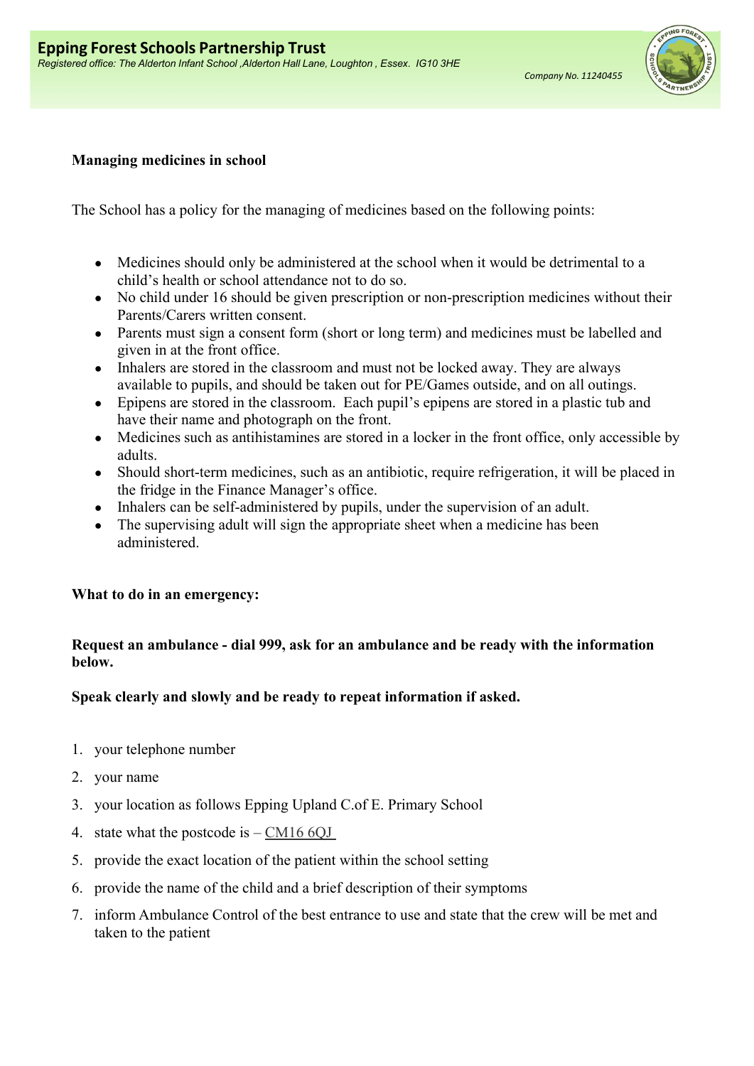**Managing medicines in school**

The School has a policy for the managing of medicines based on the following points:

- Medicines should only be administered at the school when it would be detrimental to a child's health or school attendance not to do so.
- No child under 16 should be given prescription or non-prescription medicines without their Parents/Carers written consent.
- Parents must sign a consent form (short or long term) and medicines must be labelled and given in at the front office.
- Inhalers are stored in the classroom and must not be locked away. They are always available to pupils, and should be taken out for PE/Games outside, and on all outings.
- Epipens are stored in the classroom. Each pupil's epipens are stored in a plastic tub and have their name and photograph on the front.
- Medicines such as antihistamines are stored in a locker in the front office, only accessible by adults.
- Should short-term medicines, such as an antibiotic, require refrigeration, it will be placed in the fridge in the Finance Manager's office.
- Inhalers can be self-administered by pupils, under the supervision of an adult.
- The supervising adult will sign the appropriate sheet when a medicine has been administered.

**What to do in an emergency:**

**Request an ambulance - dial 999, ask for an ambulance and be ready with the information below.**

**Speak clearly and slowly and be ready to repeat information if asked.**

1. your telephone number
2. your name
3. your location as follows Epping Upland C.of E. Primary School
4. state what the postcode is – CM16 6QJ
5. provide the exact location of the patient within the school setting
6. provide the name of the child and a brief description of their symptoms
7. inform Ambulance Control of the best entrance to use and state that the crew will be met and taken to the patient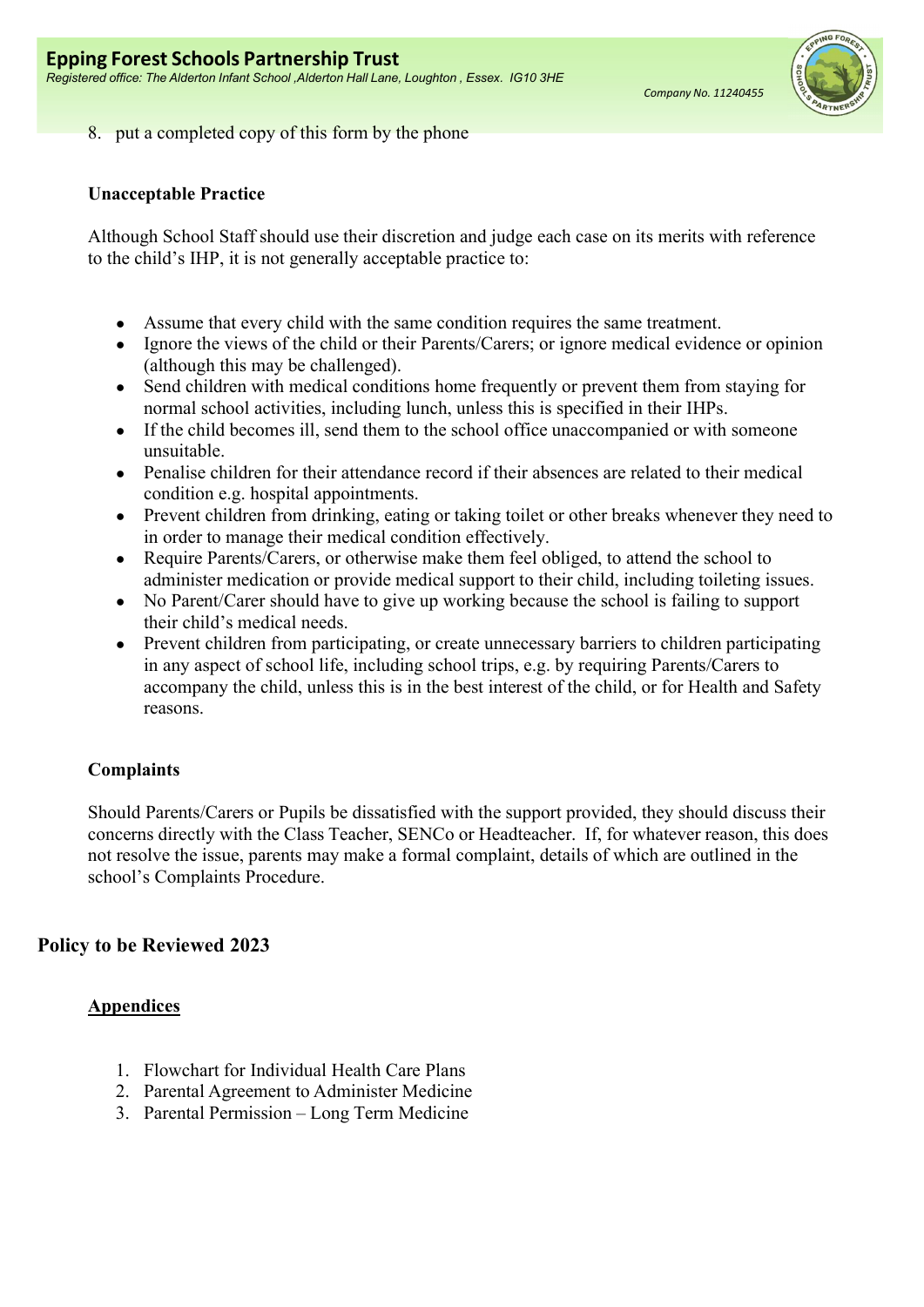8. put a completed copy of this form by the phone

**Unacceptable Practice**

Although School Staff should use their discretion and judge each case on its merits with reference to the child's IHP, it is not generally acceptable practice to:

- Assume that every child with the same condition requires the same treatment.
- Ignore the views of the child or their Parents/Carers; or ignore medical evidence or opinion (although this may be challenged).
- Send children with medical conditions home frequently or prevent them from staying for normal school activities, including lunch, unless this is specified in their IHPs.
- If the child becomes ill, send them to the school office unaccompanied or with someone unsuitable.
- Penalise children for their attendance record if their absences are related to their medical condition e.g. hospital appointments.
- Prevent children from drinking, eating or taking toilet or other breaks whenever they need to in order to manage their medical condition effectively.
- Require Parents/Carers, or otherwise make them feel obliged, to attend the school to administer medication or provide medical support to their child, including toileting issues.
- No Parent/Carer should have to give up working because the school is failing to support their child's medical needs.
- Prevent children from participating, or create unnecessary barriers to children participating in any aspect of school life, including school trips, e.g. by requiring Parents/Carers to accompany the child, unless this is in the best interest of the child, or for Health and Safety reasons.

**Complaints**

Should Parents/Carers or Pupils be dissatisfied with the support provided, they should discuss their concerns directly with the Class Teacher, SENCo or Headteacher. If, for whatever reason, this does not resolve the issue, parents may make a formal complaint, details of which are outlined in the school's Complaints Procedure.

## Policy to be Reviewed 2023

**Appendices**

1. Flowchart for Individual Health Care Plans
2. Parental Agreement to Administer Medicine
3. Parental Permission – Long Term Medicine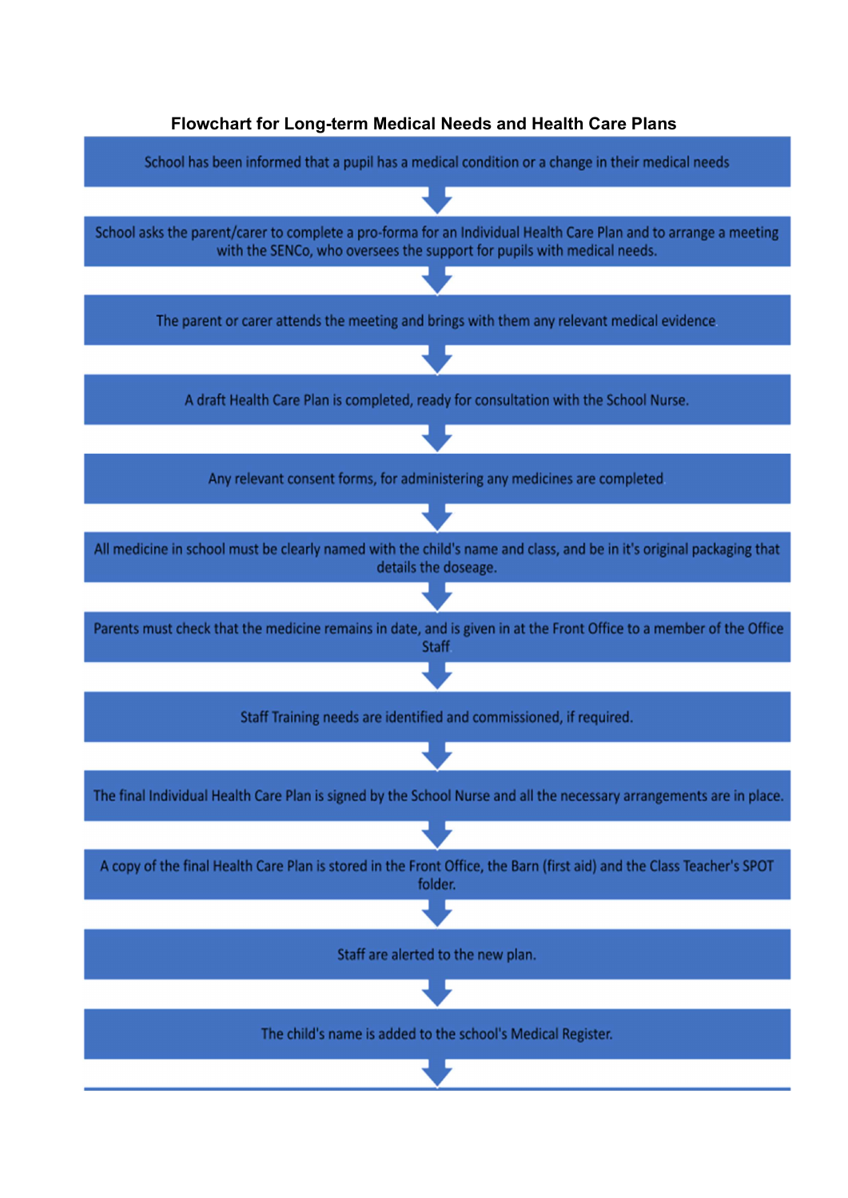**Flowchart for Long-term Medical Needs and Health Care Plans**

School has been informed that a pupil has a medical condition or a change in their medical needs

↓

School asks the parent/carer to complete a pro-forma for an Individual Health Care Plan and to arrange a meeting with the SENCo, who oversees the support for pupils with medical needs.

↓

The parent or carer attends the meeting and brings with them any relevant medical evidence.

↓

A draft Health Care Plan is completed, ready for consultation with the School Nurse.

↓

Any relevant consent forms, for administering any medicines are completed.

↓

All medicine in school must be clearly named with the child's name and class, and be in it's original packaging that details the doseage.

↓

Parents must check that the medicine remains in date, and is given in at the Front Office to a member of the Office Staff.

↓

Staff Training needs are identified and commissioned, if required.

↓

The final Individual Health Care Plan is signed by the School Nurse and all the necessary arrangements are in place.

↓

A copy of the final Health Care Plan is stored in the Front Office, the Barn (first aid) and the Class Teacher's SPOT folder.

↓

Staff are alerted to the new plan.

↓

The child's name is added to the school's Medical Register.

↓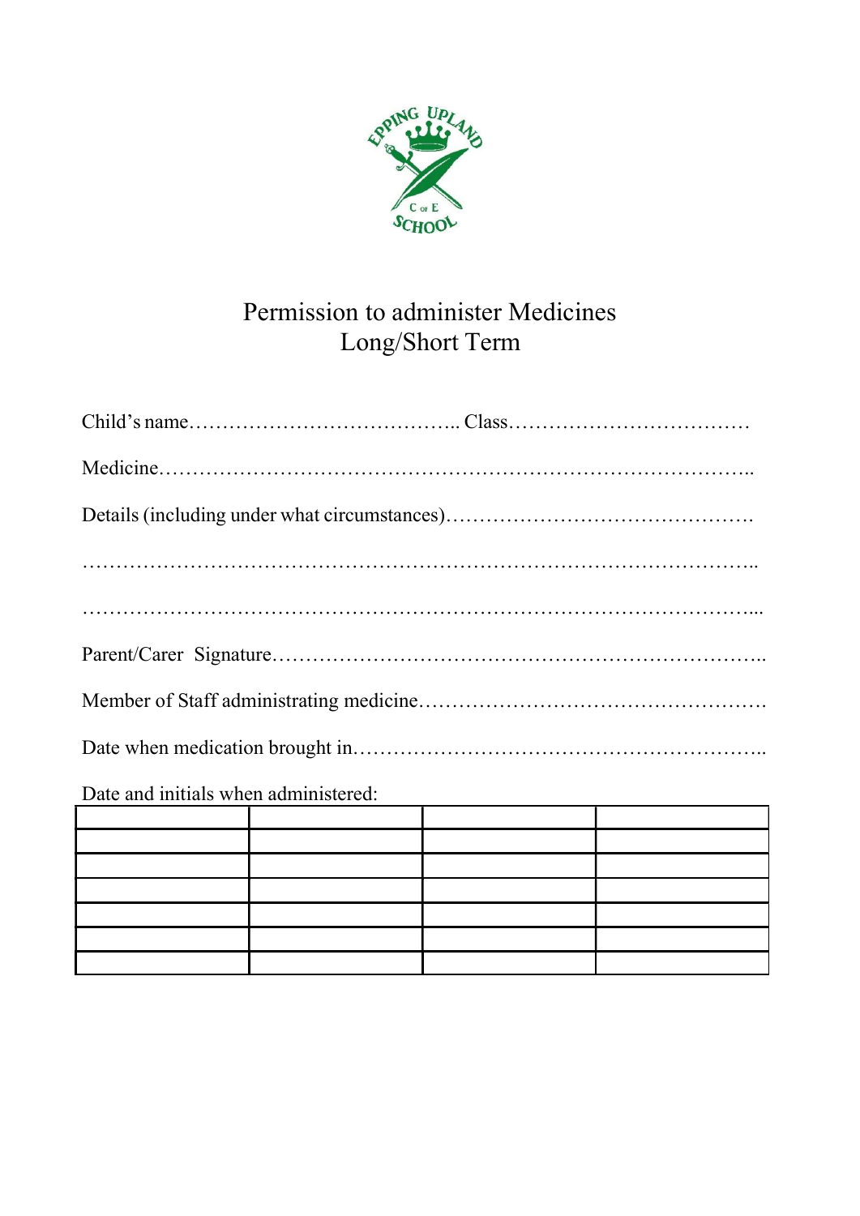# Permission to administer Medicines
## Long/Short Term

Child's name………………………………….. Class………………………………

Medicine…………………………………………………………………………..

Details (including under what circumstances)……………………………………….

……………………………………………………………………………………..

……………………………………………………………………………………...

Parent/Carer Signature……………………………………………………………..

Member of Staff administrating medicine…………………………………………….

Date when medication brought in…………………………………………………..

Date and initials when administered:

| | | | |
|---|---|---|---|
| | | | |
| | | | |
| | | | |
| | | | |
| | | | |
| | | | |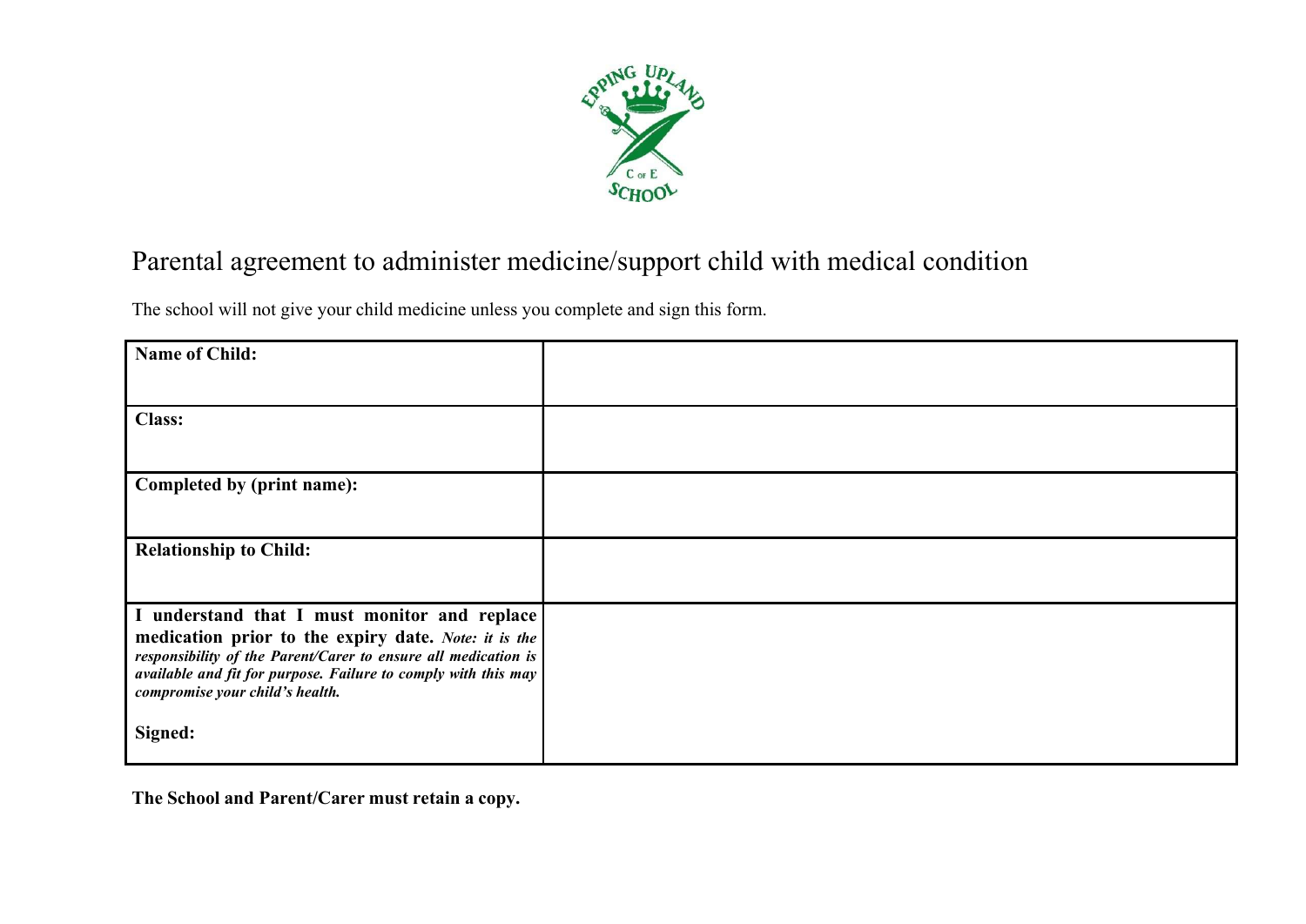# Parental agreement to administer medicine/support child with medical condition

The school will not give your child medicine unless you complete and sign this form.

| | |
|---|---|
| **Name of Child:** | |
| **Class:** | |
| **Completed by (print name):** | |
| **Relationship to Child:** | |
| **I understand that I must monitor and replace medication prior to the expiry date.** ***Note: it is the responsibility of the Parent/Carer to ensure all medication is available and fit for purpose. Failure to comply with this may compromise your child's health.*** <br><br> **Signed:** | |

**The School and Parent/Carer must retain a copy.**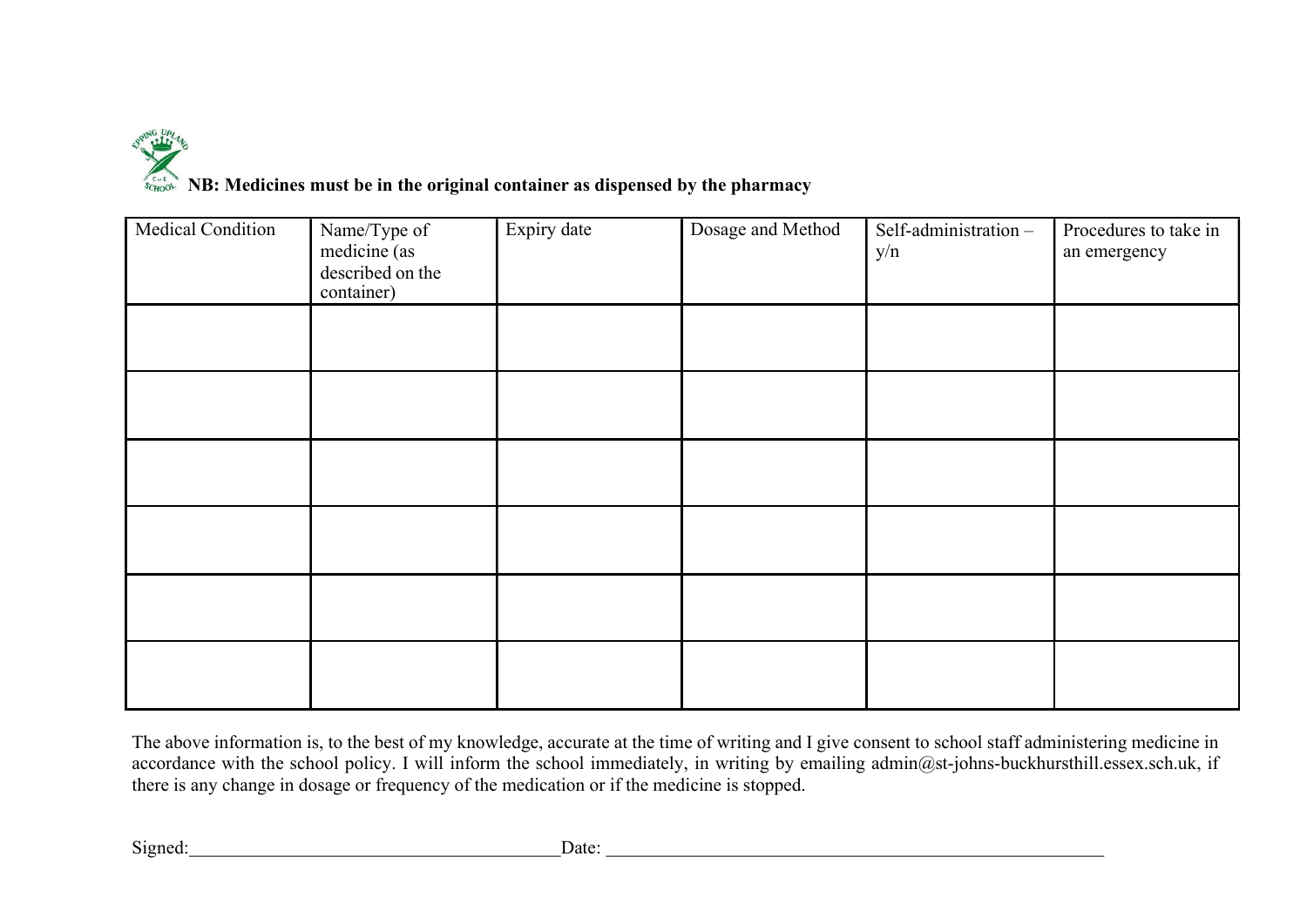**NB: Medicines must be in the original container as dispensed by the pharmacy**

| Medical Condition | Name/Type of medicine (as described on the container) | Expiry date | Dosage and Method | Self-administration – y/n | Procedures to take in an emergency |
|---|---|---|---|---|---|
| | | | | | |
| | | | | | |
| | | | | | |
| | | | | | |
| | | | | | |
| | | | | | |

The above information is, to the best of my knowledge, accurate at the time of writing and I give consent to school staff administering medicine in accordance with the school policy. I will inform the school immediately, in writing by emailing admin@st-johns-buckhursthill.essex.sch.uk, if there is any change in dosage or frequency of the medication or if the medicine is stopped.

Signed:________________________________________Date: ______________________________________________________